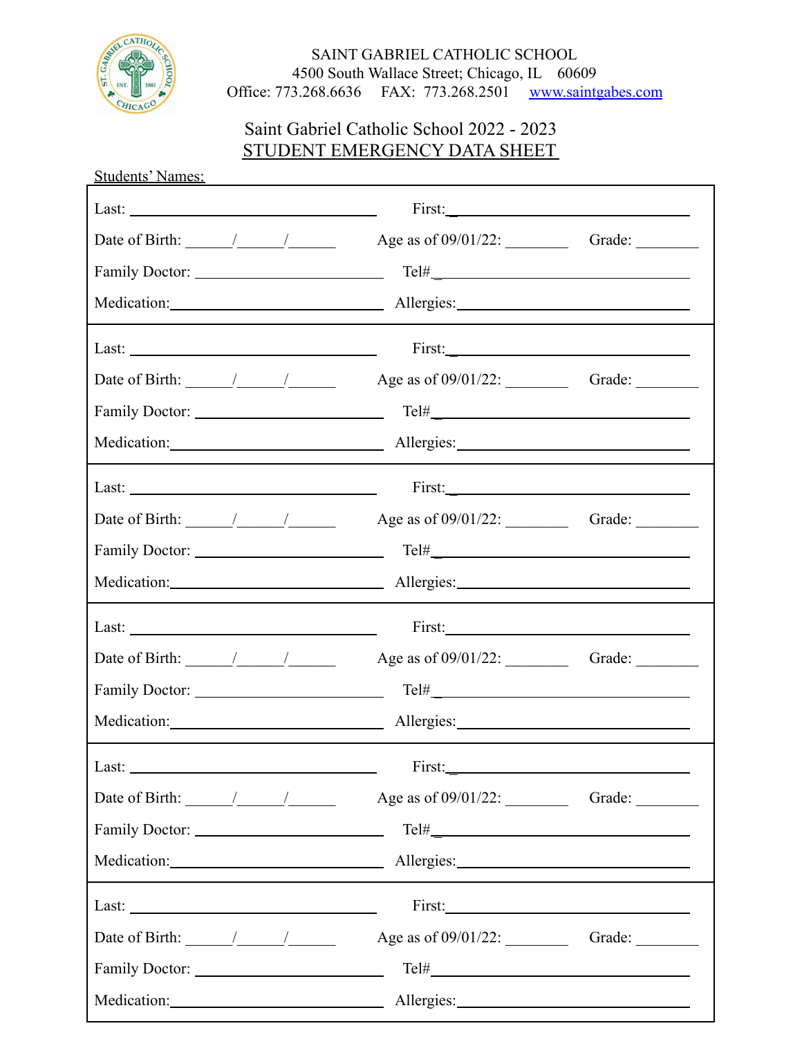SAINT GABRIEL CATHOLIC SCHOOL
4500 South Wallace Street; Chicago, IL 60609
Office: 773.268.6636 FAX: 773.268.2501 [www.saintgabes.com](http://www.saintgabes.com)

## Saint Gabriel Catholic School 2022 - 2023
## STUDENT EMERGENCY DATA SHEET

Students' Names:

Last: ______________________ First: ______________________
Date of Birth: ____/____/____ Age as of 09/01/22: ________ Grade: ________
Family Doctor: ______________________ Tel# ______________________
Medication: ______________________ Allergies: ______________________

Last: ______________________ First: ______________________
Date of Birth: ____/____/____ Age as of 09/01/22: ________ Grade: ________
Family Doctor: ______________________ Tel# ______________________
Medication: ______________________ Allergies: ______________________

Last: ______________________ First: ______________________
Date of Birth: ____/____/____ Age as of 09/01/22: ________ Grade: ________
Family Doctor: ______________________ Tel# ______________________
Medication: ______________________ Allergies: ______________________

Last: ______________________ First: ______________________
Date of Birth: ____/____/____ Age as of 09/01/22: ________ Grade: ________
Family Doctor: ______________________ Tel# ______________________
Medication: ______________________ Allergies: ______________________

Last: ______________________ First: ______________________
Date of Birth: ____/____/____ Age as of 09/01/22: ________ Grade: ________
Family Doctor: ______________________ Tel# ______________________
Medication: ______________________ Allergies: ______________________

Last: ______________________ First: ______________________
Date of Birth: ____/____/____ Age as of 09/01/22: ________ Grade: ________
Family Doctor: ______________________ Tel# ______________________
Medication: ______________________ Allergies: ______________________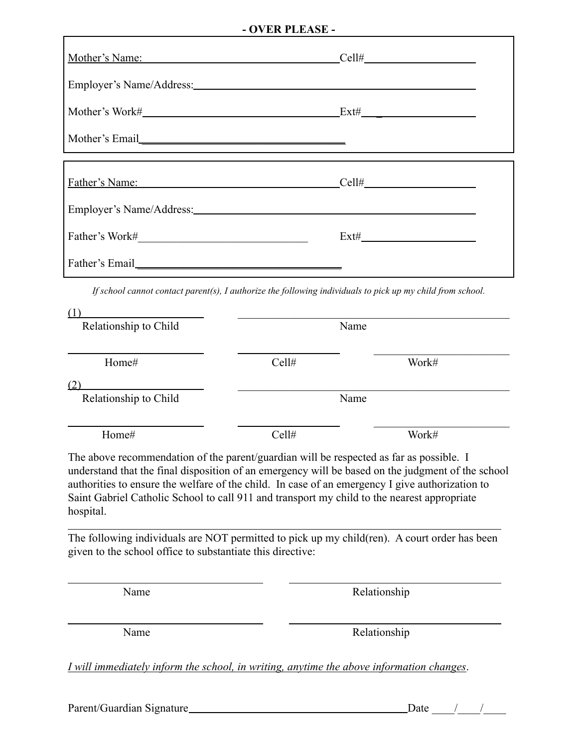**- OVER PLEASE -**

Mother's Name: ______________________________ Cell# ____________________

Employer's Name/Address: ____________________________________________

Mother's Work# ______________________________ Ext# ____________________

Mother's Email ______________________________

Father's Name: ______________________________ Cell# ____________________

Employer's Name/Address: ____________________________________________

Father's Work# ______________________________ Ext# ____________________

Father's Email ______________________________

*If school cannot contact parent(s), I authorize the following individuals to pick up my child from school.*

(1) ____________________ ____________________________________

Relationship to Child — Name

____________________ ____________________ ____________________

Home# — Cell# — Work#

(2) ____________________ ____________________________________

Relationship to Child — Name

____________________ ____________________ ____________________

Home# — Cell# — Work#

The above recommendation of the parent/guardian will be respected as far as possible. I understand that the final disposition of an emergency will be based on the judgment of the school authorities to ensure the welfare of the child. In case of an emergency I give authorization to Saint Gabriel Catholic School to call 911 and transport my child to the nearest appropriate hospital.

---

The following individuals are NOT permitted to pick up my child(ren). A court order has been given to the school office to substantiate this directive:

______________________________ ______________________________

Name — Relationship

______________________________ ______________________________

Name — Relationship

*I will immediately inform the school, in writing, anytime the above information changes*.

Parent/Guardian Signature ______________________________ Date ____/____/____